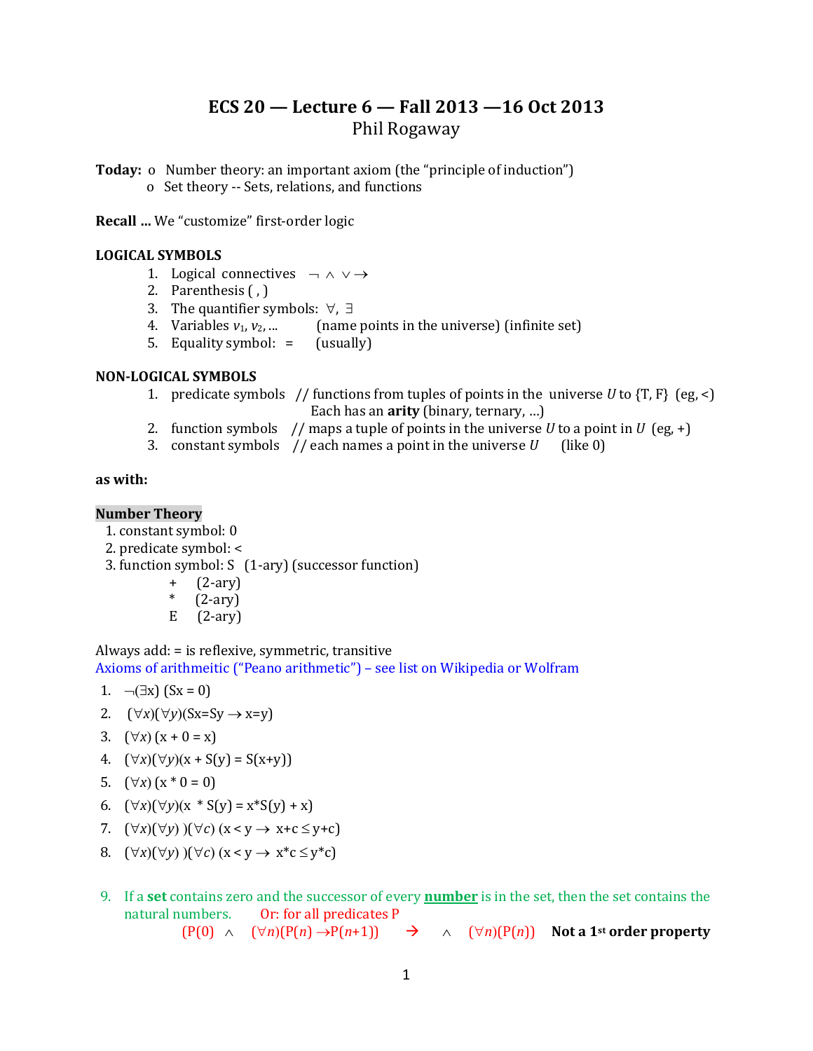# ECS 20 — Lecture 6 — Fall 2013 —16 Oct 2013

Phil Rogaway

**Today:**
- Number theory: an important axiom (the "principle of induction")
- Set theory -- Sets, relations, and functions

**Recall ...** We "customize" first-order logic

**LOGICAL SYMBOLS**

1. Logical connectives $\neg \wedge \vee \rightarrow$
2. Parenthesis ( , )
3. The quantifier symbols: $\forall$, $\exists$
4. Variables $v_1, v_2, \ldots$ (name points in the universe) (infinite set)
5. Equality symbol: = (usually)

**NON-LOGICAL SYMBOLS**

1. predicate symbols // functions from tuples of points in the universe $U$ to {T, F} (eg, <)
   Each has an **arity** (binary, ternary, ...)
2. function symbols // maps a tuple of points in the universe $U$ to a point in $U$ (eg, +)
3. constant symbols // each names a point in the universe $U$ (like 0)

**as with:**

**Number Theory**

1. constant symbol: 0
2. predicate symbol: <
3. function symbol: S (1-ary) (successor function)
   - + (2-ary)
   - * (2-ary)
   - E (2-ary)

Always add: = is reflexive, symmetric, transitive

Axioms of arithmeitic ("Peano arithmetic") – see list on Wikipedia or Wolfram

1. $\neg(\exists x)\ (Sx = 0)$
2. $(\forall x)(\forall y)(Sx=Sy \rightarrow x=y)$
3. $(\forall x)\ (x + 0 = x)$
4. $(\forall x)(\forall y)(x + S(y) = S(x+y))$
5. $(\forall x)\ (x * 0 = 0)$
6. $(\forall x)(\forall y)(x * S(y) = x*S(y) + x)$
7. $(\forall x)(\forall y)\ )(\forall c)\ (x < y \rightarrow x+c \leq y+c)$
8. $(\forall x)(\forall y)\ )(\forall c)\ (x < y \rightarrow x*c \leq y*c)$
9. If a **set** contains zero and the successor of every **number** is in the set, then the set contains the natural numbers. Or: for all predicates P

   $(P(0) \;\wedge\; (\forall n)(P(n) \rightarrow P(n+1))) \;\rightarrow\; \wedge \;\; (\forall n)(P(n))$ **Not a 1st order property**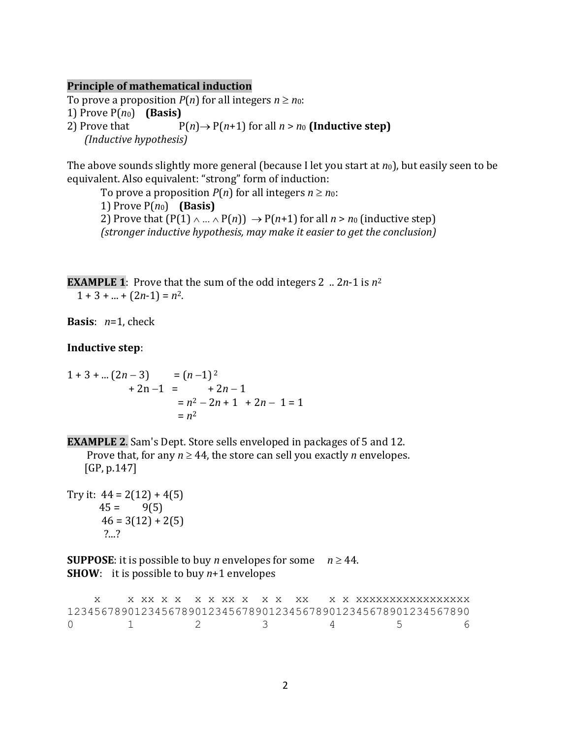**Principle of mathematical induction**

To prove a proposition $P(n)$ for all integers $n \geq n_0$:

1) Prove $P(n_0)$ **(Basis)**
2) Prove that $P(n) \rightarrow P(n+1)$ for all $n > n_0$ **(Inductive step)**
   *(Inductive hypothesis)*

The above sounds slightly more general (because I let you start at $n_0$), but easily seen to be equivalent. Also equivalent: "strong" form of induction:

> To prove a proposition $P(n)$ for all integers $n \geq n_0$:
> 1) Prove $P(n_0)$ **(Basis)**
> 2) Prove that $(P(1) \wedge \ldots \wedge P(n)) \rightarrow P(n+1)$ for all $n > n_0$ (inductive step)
> *(stronger inductive hypothesis, may make it easier to get the conclusion)*

**EXAMPLE 1**: Prove that the sum of the odd integers 2 .. $2n$-1 is $n^2$

$1 + 3 + ... + (2n-1) = n^2$.

**Basis**: $n$=1, check

**Inductive step**:

$$
\begin{aligned}
1 + 3 + \ldots (2n-3) &= (n-1)^2 \\
+ 2n - 1 &= \quad + 2n - 1 \\
&= n^2 - 2n + 1 + 2n - 1 = 1 \\
&= n^2
\end{aligned}
$$

**EXAMPLE 2.** Sam's Dept. Store sells enveloped in packages of 5 and 12.
Prove that, for any $n \geq 44$, the store can sell you exactly $n$ envelopes.
[GP, p.147]

Try it: 44 = 2(12) + 4(5)
45 = 9(5)
46 = 3(12) + 2(5)
?...?

**SUPPOSE**: it is possible to buy $n$ envelopes for some $n \geq 44$.
**SHOW**: it is possible to buy $n$+1 envelopes

```
    x     x xx x x   x x xx x   x x   xx    x x xxxxxxxxxxxxxxxxx
123456789012345678901234567890123456789012345678901234567890
0         1         2         3         4         5         6
```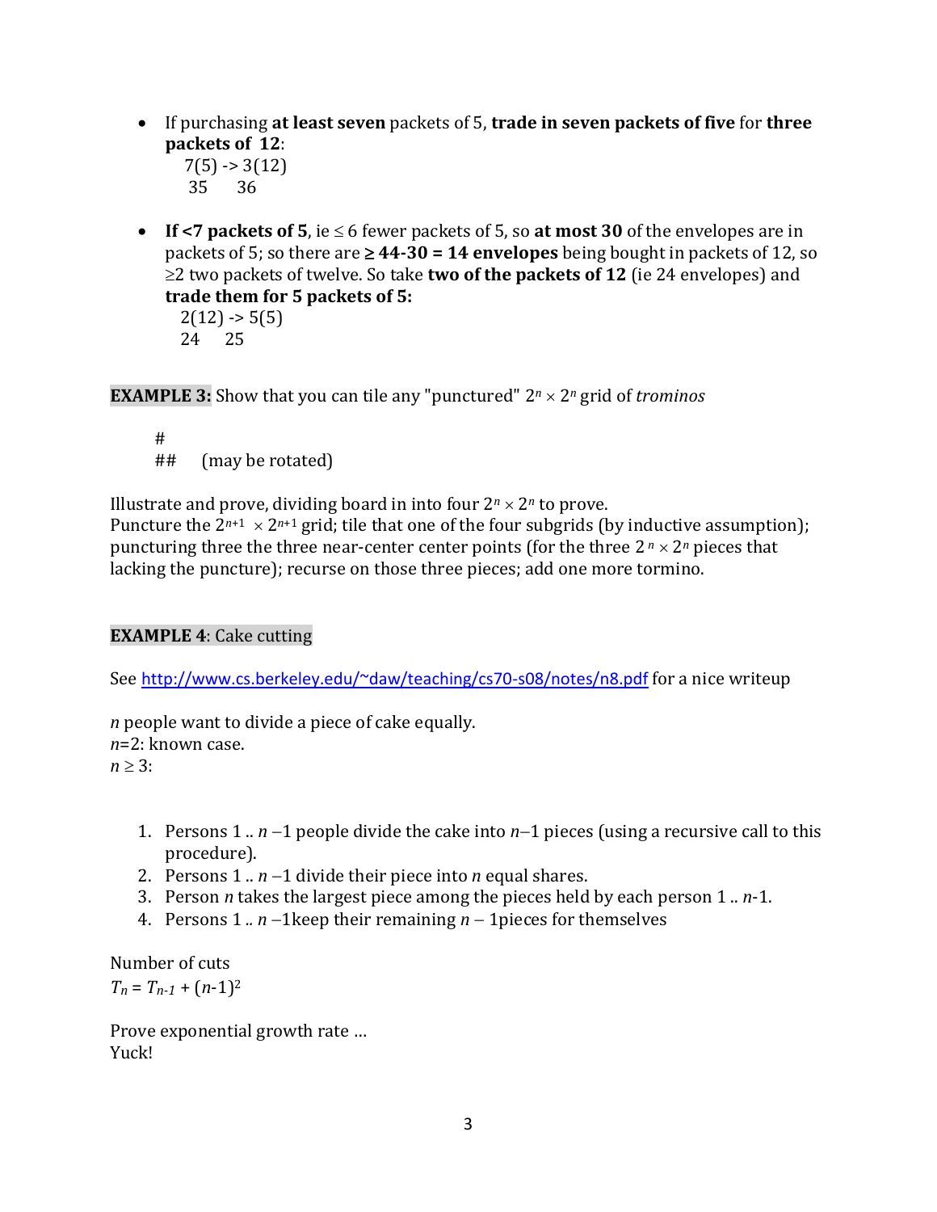- If purchasing **at least seven** packets of 5, **trade in seven packets of five** for **three packets of 12**:
  7(5) -> 3(12)
  35 36

- **If <7 packets of 5**, ie ≤ 6 fewer packets of 5, so **at most 30** of the envelopes are in packets of 5; so there are **≥ 44-30 = 14 envelopes** being bought in packets of 12, so ≥2 two packets of twelve. So take **two of the packets of 12** (ie 24 envelopes) and **trade them for 5 packets of 5:**
  2(12) -> 5(5)
  24 25

**EXAMPLE 3:** Show that you can tile any "punctured" $2^n \times 2^n$ grid of *trominos*

```
#
##     (may be rotated)
```

Illustrate and prove, dividing board in into four $2^n \times 2^n$ to prove.
Puncture the $2^{n+1} \times 2^{n+1}$ grid; tile that one of the four subgrids (by inductive assumption); puncturing three the three near-center center points (for the three $2^n \times 2^n$ pieces that lacking the puncture); recurse on those three pieces; add one more tormino.

**EXAMPLE 4**: Cake cutting

See http://www.cs.berkeley.edu/~daw/teaching/cs70-s08/notes/n8.pdf for a nice writeup

*n* people want to divide a piece of cake equally.
*n*=2: known case.
$n \geq 3$:

1. Persons 1 .. $n-1$ people divide the cake into $n-1$ pieces (using a recursive call to this procedure).
2. Persons 1 .. $n-1$ divide their piece into *n* equal shares.
3. Person *n* takes the largest piece among the pieces held by each person 1 .. *n*-1.
4. Persons 1 .. $n-1$keep their remaining $n-1$pieces for themselves

Number of cuts
$T_n = T_{n-1} + (n-1)^2$

Prove exponential growth rate …
Yuck!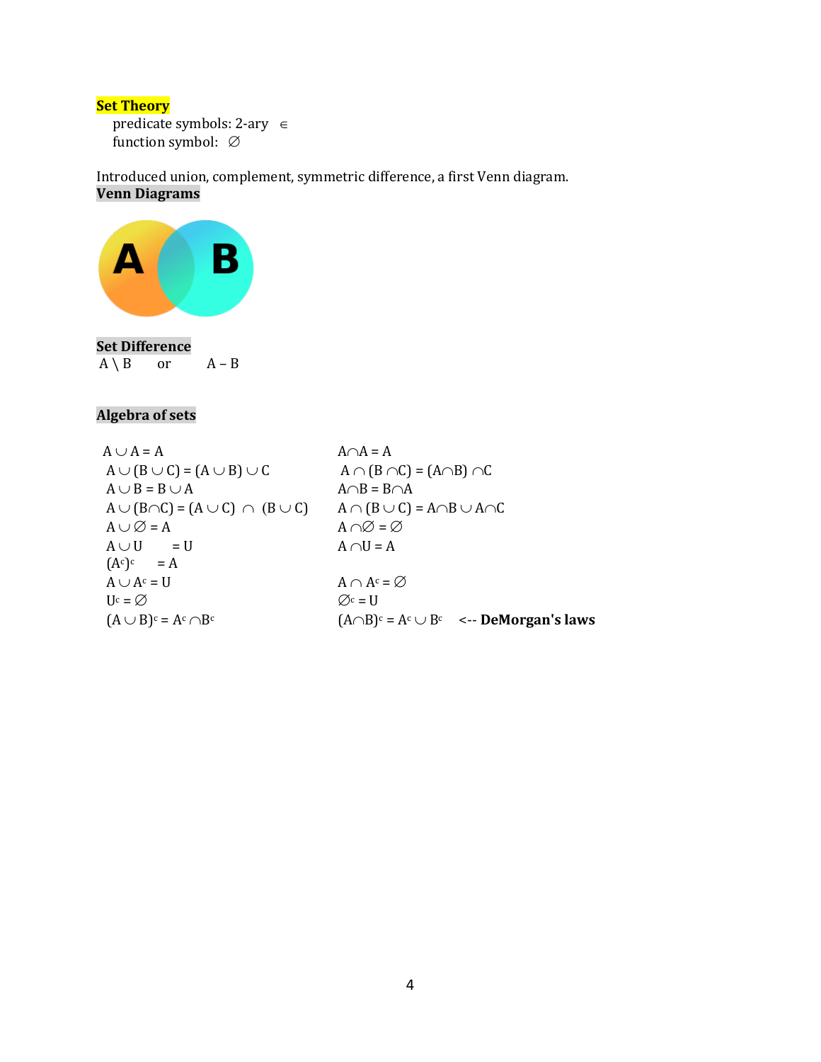## Set Theory

predicate symbols: 2-ary $\in$

function symbol: $\varnothing$

Introduced union, complement, symmetric difference, a first Venn diagram.

## Venn Diagrams

A B

## Set Difference

$A \setminus B$ or $A - B$

## Algebra of sets

| | |
|---|---|
| $A \cup A = A$ | $A \cap A = A$ |
| $A \cup (B \cup C) = (A \cup B) \cup C$ | $A \cap (B \cap C) = (A \cap B) \cap C$ |
| $A \cup B = B \cup A$ | $A \cap B = B \cap A$ |
| $A \cup (B \cap C) = (A \cup C) \cap (B \cup C)$ | $A \cap (B \cup C) = A \cap B \cup A \cap C$ |
| $A \cup \varnothing = A$ | $A \cap \varnothing = \varnothing$ |
| $A \cup U = U$ | $A \cap U = A$ |
| $(A^c)^c = A$ | |
| $A \cup A^c = U$ | $A \cap A^c = \varnothing$ |
| $U^c = \varnothing$ | $\varnothing^c = U$ |
| $(A \cup B)^c = A^c \cap B^c$ | $(A \cap B)^c = A^c \cup B^c$ <-- **DeMorgan's laws** |